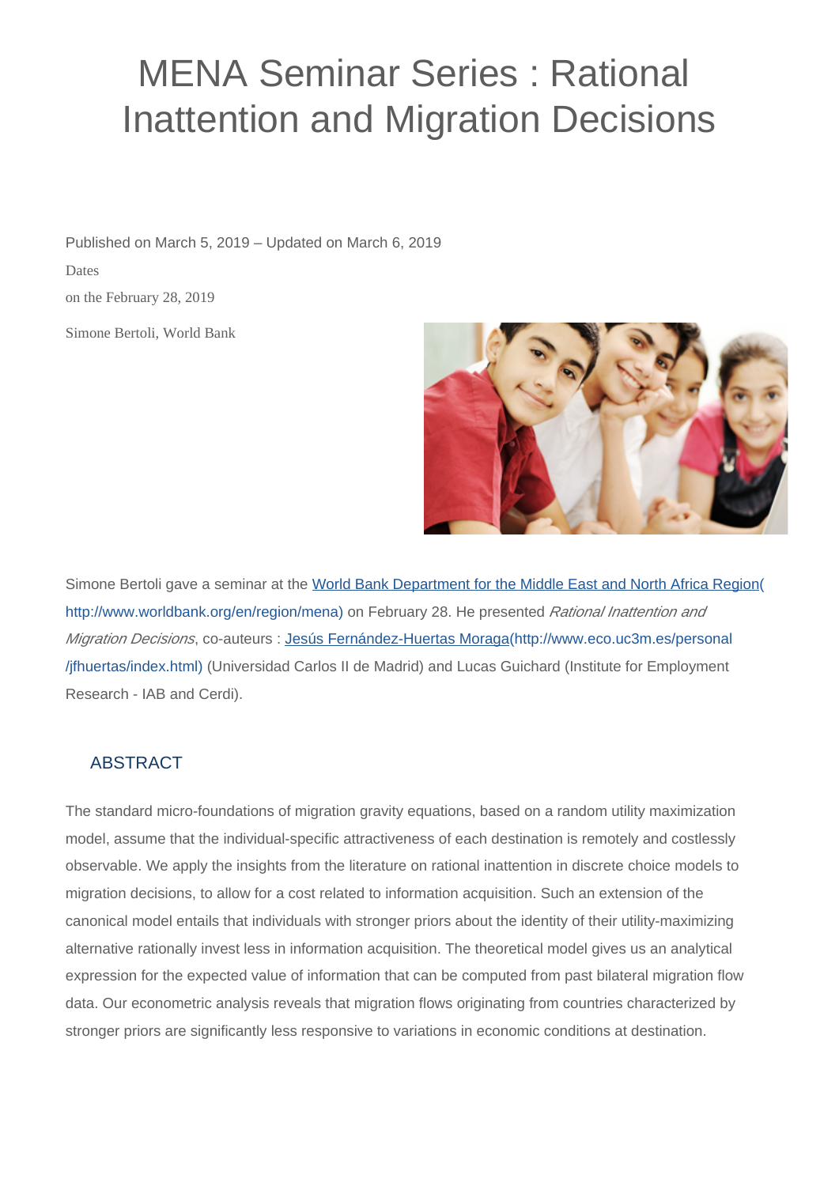# MENA Seminar Series : Rational Inattention and Migration Decisions

Published on March 5, 2019 – Updated on March 6, 2019

Dates

on the February 28, 2019

Simone Bertoli, World Bank

Simone Bertoli gave a seminar at the [World Bank Department for the Middle East and North Africa Region](http://www.worldbank.org/en/region/mena) on February 28. He presented *Rational Inattention and Migration Decisions*, co-auteurs : [Jesús Fernández-Huertas Moraga](http://www.eco.uc3m.es/personal/jfhuertas/index.html) (Universidad Carlos II de Madrid) and Lucas Guichard (Institute for Employment Research - IAB and Cerdi).

## ABSTRACT

The standard micro-foundations of migration gravity equations, based on a random utility maximization model, assume that the individual-specific attractiveness of each destination is remotely and costlessly observable. We apply the insights from the literature on rational inattention in discrete choice models to migration decisions, to allow for a cost related to information acquisition. Such an extension of the canonical model entails that individuals with stronger priors about the identity of their utility-maximizing alternative rationally invest less in information acquisition. The theoretical model gives us an analytical expression for the expected value of information that can be computed from past bilateral migration flow data. Our econometric analysis reveals that migration flows originating from countries characterized by stronger priors are significantly less responsive to variations in economic conditions at destination.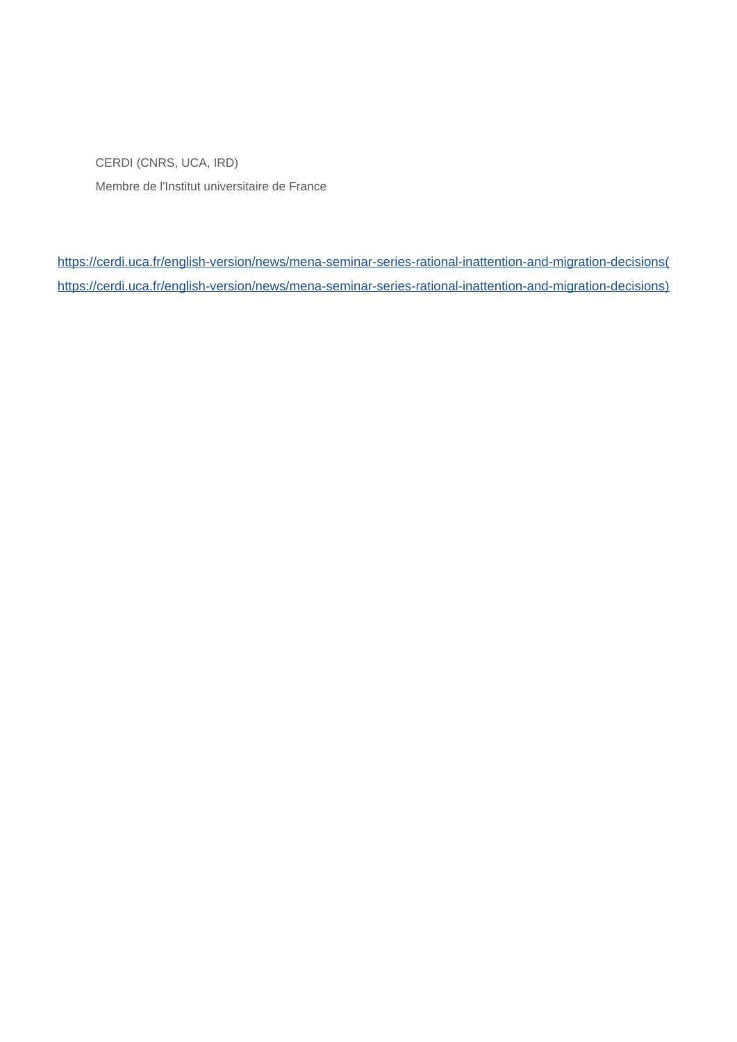CERDI (CNRS, UCA, IRD)

Membre de l'Institut universitaire de France

https://cerdi.uca.fr/english-version/news/mena-seminar-series-rational-inattention-and-migration-decisions(
https://cerdi.uca.fr/english-version/news/mena-seminar-series-rational-inattention-and-migration-decisions)